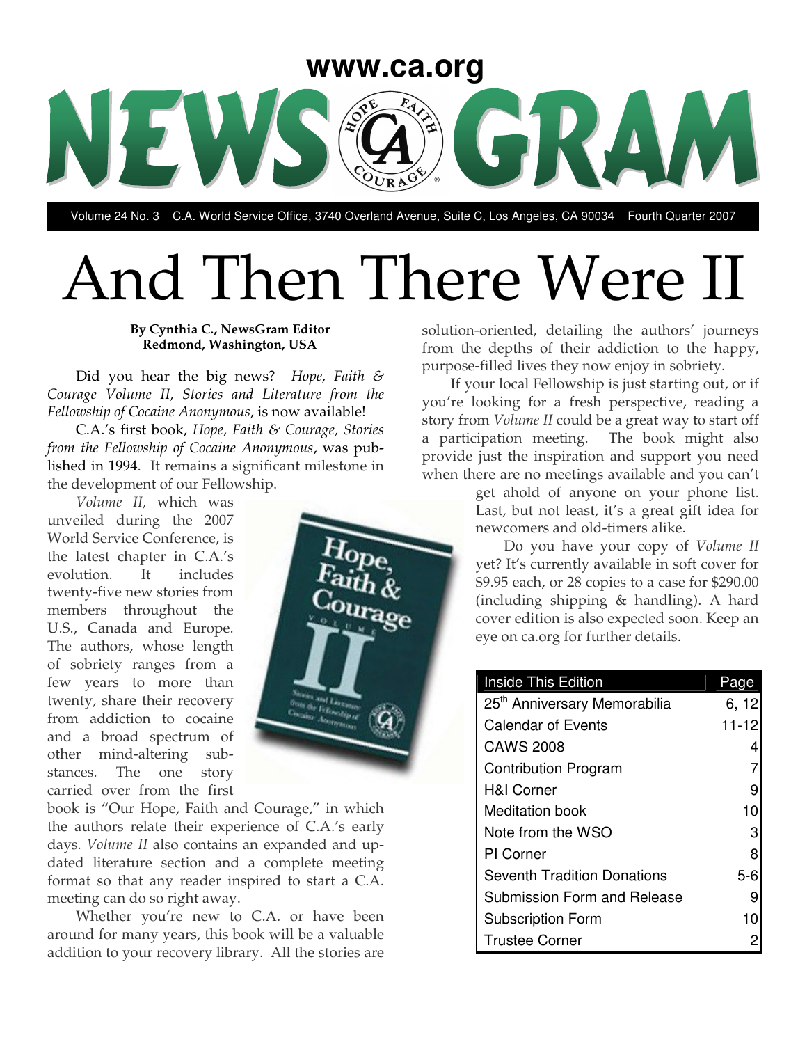www.ca.org

# NEWS GRAM

Volume 24 No. 3 C.A. World Service Office, 3740 Overland Avenue, Suite C, Los Angeles, CA 90034 Fourth Quarter 2007

# And Then There Were II

**By Cynthia C., NewsGram Editor**
**Redmond, Washington, USA**

Did you hear the big news? *Hope, Faith & Courage Volume II, Stories and Literature from the Fellowship of Cocaine Anonymous*, is now available!

C.A.'s first book, *Hope, Faith & Courage, Stories from the Fellowship of Cocaine Anonymous*, was published in 1994. It remains a significant milestone in the development of our Fellowship.

*Volume II,* which was unveiled during the 2007 World Service Conference, is the latest chapter in C.A.'s evolution. It includes twenty-five new stories from members throughout the U.S., Canada and Europe. The authors, whose length of sobriety ranges from a few years to more than twenty, share their recovery from addiction to cocaine and a broad spectrum of other mind-altering substances. The one story carried over from the first book is "Our Hope, Faith and Courage," in which the authors relate their experience of C.A.'s early days. *Volume II* also contains an expanded and updated literature section and a complete meeting format so that any reader inspired to start a C.A. meeting can do so right away.

Whether you're new to C.A. or have been around for many years, this book will be a valuable addition to your recovery library. All the stories are solution-oriented, detailing the authors' journeys from the depths of their addiction to the happy, purpose-filled lives they now enjoy in sobriety.

If your local Fellowship is just starting out, or if you're looking for a fresh perspective, reading a story from *Volume II* could be a great way to start off a participation meeting. The book might also provide just the inspiration and support you need when there are no meetings available and you can't get ahold of anyone on your phone list. Last, but not least, it's a great gift idea for newcomers and old-timers alike.

Do you have your copy of *Volume II* yet? It's currently available in soft cover for $9.95 each, or 28 copies to a case for $290.00 (including shipping & handling). A hard cover edition is also expected soon. Keep an eye on ca.org for further details.

| Inside This Edition | Page |
|---|---|
| 25th Anniversary Memorabilia | 6, 12 |
| Calendar of Events | 11-12 |
| CAWS 2008 | 4 |
| Contribution Program | 7 |
| H&I Corner | 9 |
| Meditation book | 10 |
| Note from the WSO | 3 |
| PI Corner | 8 |
| Seventh Tradition Donations | 5-6 |
| Submission Form and Release | 9 |
| Subscription Form | 10 |
| Trustee Corner | 2 |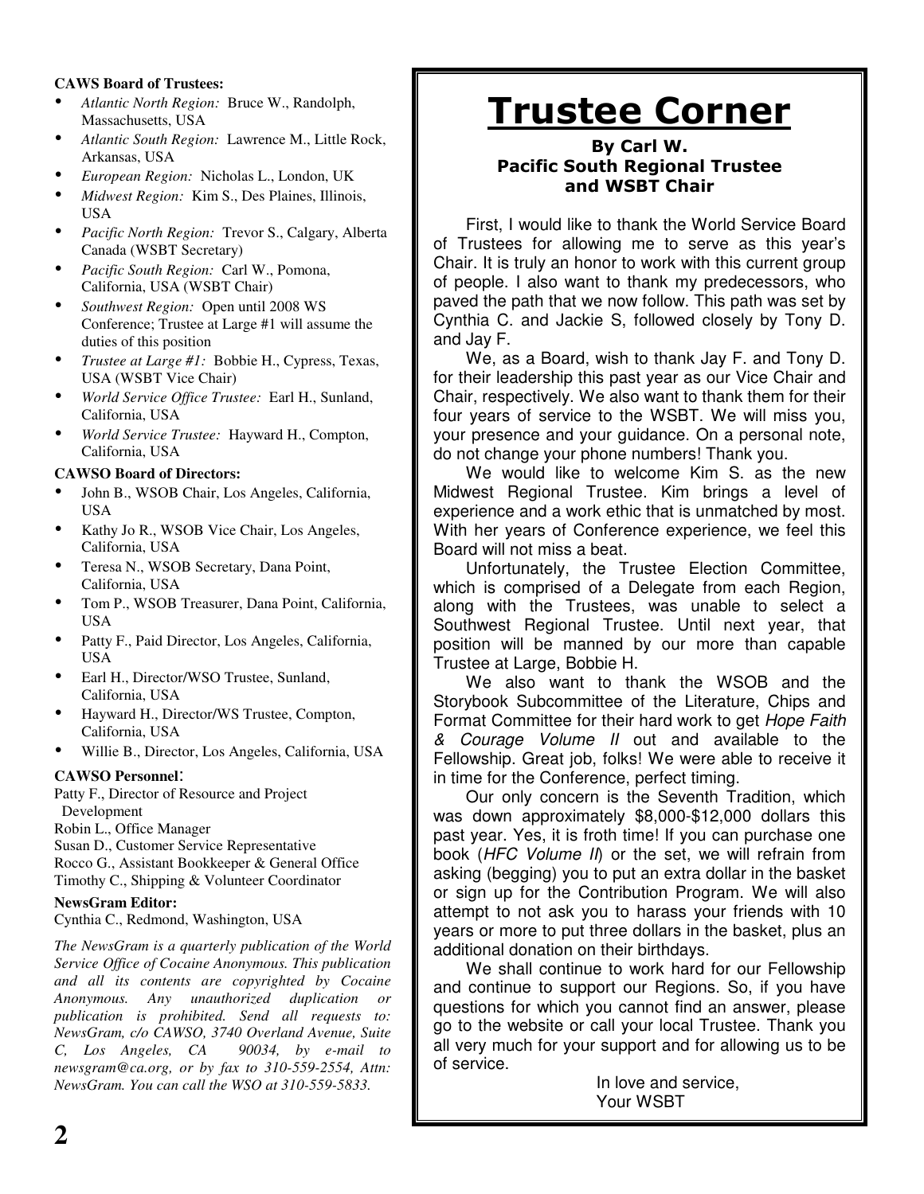**CAWS Board of Trustees:**

- *Atlantic North Region:* Bruce W., Randolph, Massachusetts, USA
- *Atlantic South Region:* Lawrence M., Little Rock, Arkansas, USA
- *European Region:* Nicholas L., London, UK
- *Midwest Region:* Kim S., Des Plaines, Illinois, USA
- *Pacific North Region:* Trevor S., Calgary, Alberta Canada (WSBT Secretary)
- *Pacific South Region:* Carl W., Pomona, California, USA (WSBT Chair)
- *Southwest Region:* Open until 2008 WS Conference; Trustee at Large #1 will assume the duties of this position
- *Trustee at Large #1:* Bobbie H., Cypress, Texas, USA (WSBT Vice Chair)
- *World Service Office Trustee:* Earl H., Sunland, California, USA
- *World Service Trustee:* Hayward H., Compton, California, USA

**CAWSO Board of Directors:**

- John B., WSOB Chair, Los Angeles, California, USA
- Kathy Jo R., WSOB Vice Chair, Los Angeles, California, USA
- Teresa N., WSOB Secretary, Dana Point, California, USA
- Tom P., WSOB Treasurer, Dana Point, California, USA
- Patty F., Paid Director, Los Angeles, California, USA
- Earl H., Director/WSO Trustee, Sunland, California, USA
- Hayward H., Director/WS Trustee, Compton, California, USA
- Willie B., Director, Los Angeles, California, USA

**CAWSO Personnel**:

Patty F., Director of Resource and Project Development
Robin L., Office Manager
Susan D., Customer Service Representative
Rocco G., Assistant Bookkeeper & General Office
Timothy C., Shipping & Volunteer Coordinator

**NewsGram Editor:**

Cynthia C., Redmond, Washington, USA

*The NewsGram is a quarterly publication of the World Service Office of Cocaine Anonymous. This publication and all its contents are copyrighted by Cocaine Anonymous. Any unauthorized duplication or publication is prohibited. Send all requests to: NewsGram, c/o CAWSO, 3740 Overland Avenue, Suite C, Los Angeles, CA 90034, by e-mail to newsgram@ca.org, or by fax to 310-559-2554, Attn: NewsGram. You can call the WSO at 310-559-5833.*

# Trustee Corner

**By Carl W.**
**Pacific South Regional Trustee and WSBT Chair**

First, I would like to thank the World Service Board of Trustees for allowing me to serve as this year's Chair. It is truly an honor to work with this current group of people. I also want to thank my predecessors, who paved the path that we now follow. This path was set by Cynthia C. and Jackie S, followed closely by Tony D. and Jay F.

We, as a Board, wish to thank Jay F. and Tony D. for their leadership this past year as our Vice Chair and Chair, respectively. We also want to thank them for their four years of service to the WSBT. We will miss you, your presence and your guidance. On a personal note, do not change your phone numbers! Thank you.

We would like to welcome Kim S. as the new Midwest Regional Trustee. Kim brings a level of experience and a work ethic that is unmatched by most. With her years of Conference experience, we feel this Board will not miss a beat.

Unfortunately, the Trustee Election Committee, which is comprised of a Delegate from each Region, along with the Trustees, was unable to select a Southwest Regional Trustee. Until next year, that position will be manned by our more than capable Trustee at Large, Bobbie H.

We also want to thank the WSOB and the Storybook Subcommittee of the Literature, Chips and Format Committee for their hard work to get *Hope Faith & Courage Volume II* out and available to the Fellowship. Great job, folks! We were able to receive it in time for the Conference, perfect timing.

Our only concern is the Seventh Tradition, which was down approximately $8,000-$12,000 dollars this past year. Yes, it is froth time! If you can purchase one book (*HFC Volume II*) or the set, we will refrain from asking (begging) you to put an extra dollar in the basket or sign up for the Contribution Program. We will also attempt to not ask you to harass your friends with 10 years or more to put three dollars in the basket, plus an additional donation on their birthdays.

We shall continue to work hard for our Fellowship and continue to support our Regions. So, if you have questions for which you cannot find an answer, please go to the website or call your local Trustee. Thank you all very much for your support and for allowing us to be of service.

In love and service,
Your WSBT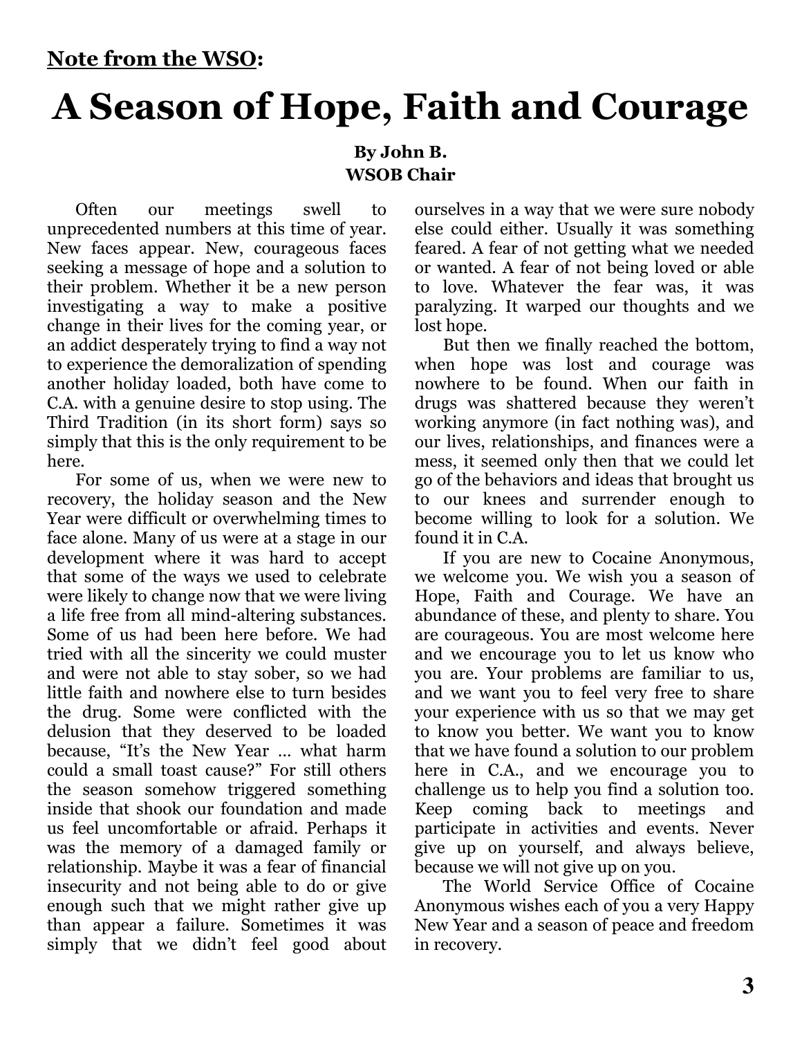**<u>Note from the WSO</u>:**

# A Season of Hope, Faith and Courage

**By John B.**
**WSOB Chair**

Often our meetings swell to unprecedented numbers at this time of year. New faces appear. New, courageous faces seeking a message of hope and a solution to their problem. Whether it be a new person investigating a way to make a positive change in their lives for the coming year, or an addict desperately trying to find a way not to experience the demoralization of spending another holiday loaded, both have come to C.A. with a genuine desire to stop using. The Third Tradition (in its short form) says so simply that this is the only requirement to be here.

For some of us, when we were new to recovery, the holiday season and the New Year were difficult or overwhelming times to face alone. Many of us were at a stage in our development where it was hard to accept that some of the ways we used to celebrate were likely to change now that we were living a life free from all mind-altering substances. Some of us had been here before. We had tried with all the sincerity we could muster and were not able to stay sober, so we had little faith and nowhere else to turn besides the drug. Some were conflicted with the delusion that they deserved to be loaded because, "It's the New Year … what harm could a small toast cause?" For still others the season somehow triggered something inside that shook our foundation and made us feel uncomfortable or afraid. Perhaps it was the memory of a damaged family or relationship. Maybe it was a fear of financial insecurity and not being able to do or give enough such that we might rather give up than appear a failure. Sometimes it was simply that we didn't feel good about ourselves in a way that we were sure nobody else could either. Usually it was something feared. A fear of not getting what we needed or wanted. A fear of not being loved or able to love. Whatever the fear was, it was paralyzing. It warped our thoughts and we lost hope.

But then we finally reached the bottom, when hope was lost and courage was nowhere to be found. When our faith in drugs was shattered because they weren't working anymore (in fact nothing was), and our lives, relationships, and finances were a mess, it seemed only then that we could let go of the behaviors and ideas that brought us to our knees and surrender enough to become willing to look for a solution. We found it in C.A.

If you are new to Cocaine Anonymous, we welcome you. We wish you a season of Hope, Faith and Courage. We have an abundance of these, and plenty to share. You are courageous. You are most welcome here and we encourage you to let us know who you are. Your problems are familiar to us, and we want you to feel very free to share your experience with us so that we may get to know you better. We want you to know that we have found a solution to our problem here in C.A., and we encourage you to challenge us to help you find a solution too. Keep coming back to meetings and participate in activities and events. Never give up on yourself, and always believe, because we will not give up on you.

The World Service Office of Cocaine Anonymous wishes each of you a very Happy New Year and a season of peace and freedom in recovery.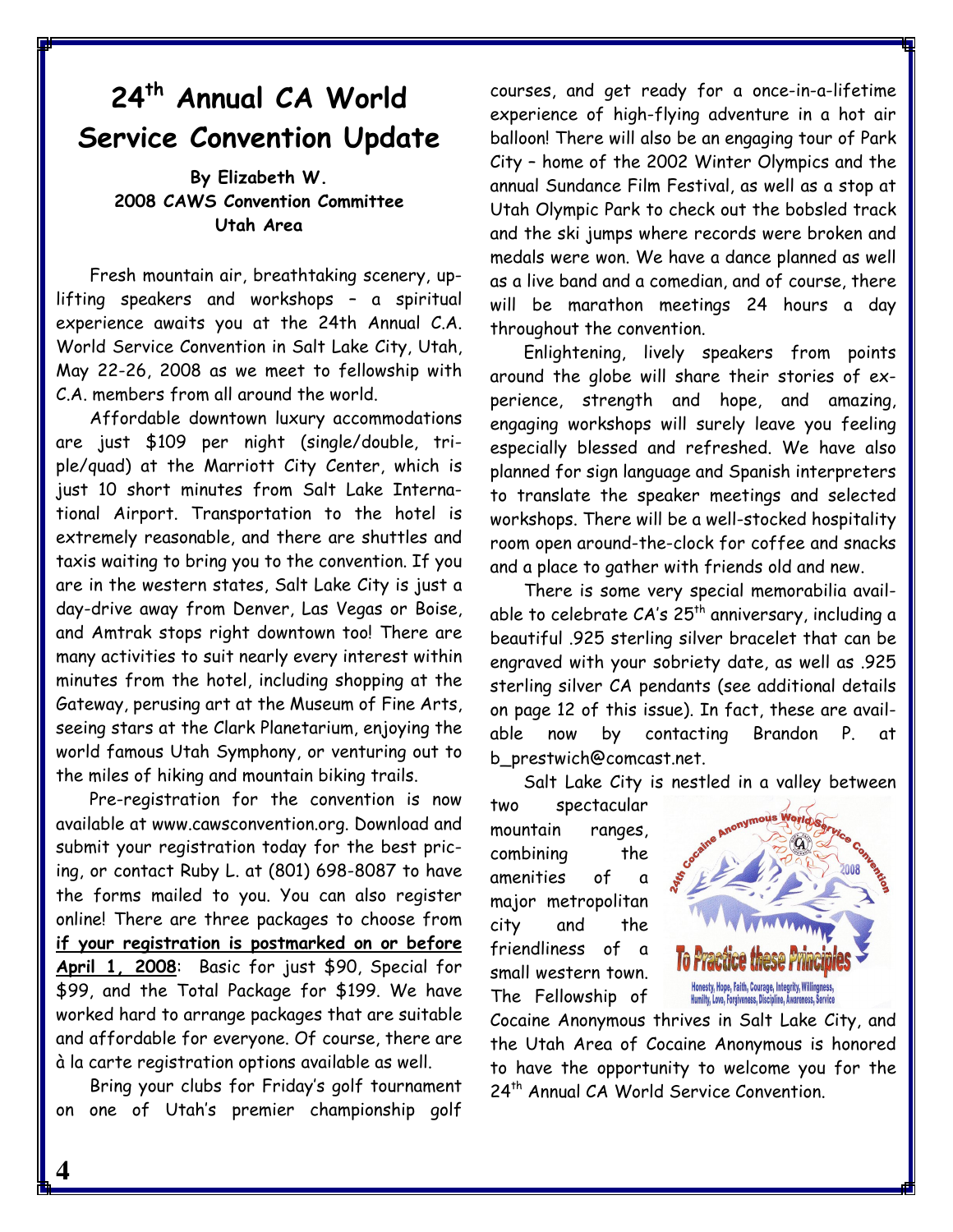# 24th Annual CA World Service Convention Update

**By Elizabeth W.**
**2008 CAWS Convention Committee**
**Utah Area**

Fresh mountain air, breathtaking scenery, uplifting speakers and workshops – a spiritual experience awaits you at the 24th Annual C.A. World Service Convention in Salt Lake City, Utah, May 22-26, 2008 as we meet to fellowship with C.A. members from all around the world.

Affordable downtown luxury accommodations are just $109 per night (single/double, triple/quad) at the Marriott City Center, which is just 10 short minutes from Salt Lake International Airport. Transportation to the hotel is extremely reasonable, and there are shuttles and taxis waiting to bring you to the convention. If you are in the western states, Salt Lake City is just a day-drive away from Denver, Las Vegas or Boise, and Amtrak stops right downtown too! There are many activities to suit nearly every interest within minutes from the hotel, including shopping at the Gateway, perusing art at the Museum of Fine Arts, seeing stars at the Clark Planetarium, enjoying the world famous Utah Symphony, or venturing out to the miles of hiking and mountain biking trails.

Pre-registration for the convention is now available at www.cawsconvention.org. Download and submit your registration today for the best pricing, or contact Ruby L. at (801) 698-8087 to have the forms mailed to you. You can also register online! There are three packages to choose from **if your registration is postmarked on or before April 1, 2008**: Basic for just $90, Special for $99, and the Total Package for $199. We have worked hard to arrange packages that are suitable and affordable for everyone. Of course, there are à la carte registration options available as well.

Bring your clubs for Friday's golf tournament on one of Utah's premier championship golf courses, and get ready for a once-in-a-lifetime experience of high-flying adventure in a hot air balloon! There will also be an engaging tour of Park City – home of the 2002 Winter Olympics and the annual Sundance Film Festival, as well as a stop at Utah Olympic Park to check out the bobsled track and the ski jumps where records were broken and medals were won. We have a dance planned as well as a live band and a comedian, and of course, there will be marathon meetings 24 hours a day throughout the convention.

Enlightening, lively speakers from points around the globe will share their stories of experience, strength and hope, and amazing, engaging workshops will surely leave you feeling especially blessed and refreshed. We have also planned for sign language and Spanish interpreters to translate the speaker meetings and selected workshops. There will be a well-stocked hospitality room open around-the-clock for coffee and snacks and a place to gather with friends old and new.

There is some very special memorabilia available to celebrate CA's 25th anniversary, including a beautiful .925 sterling silver bracelet that can be engraved with your sobriety date, as well as .925 sterling silver CA pendants (see additional details on page 12 of this issue). In fact, these are available now by contacting Brandon P. at b_prestwich@comcast.net.

Salt Lake City is nestled in a valley between two spectacular mountain ranges, combining the amenities of a major metropolitan city and the friendliness of a small western town. The Fellowship of Cocaine Anonymous thrives in Salt Lake City, and the Utah Area of Cocaine Anonymous is honored to have the opportunity to welcome you for the 24th Annual CA World Service Convention.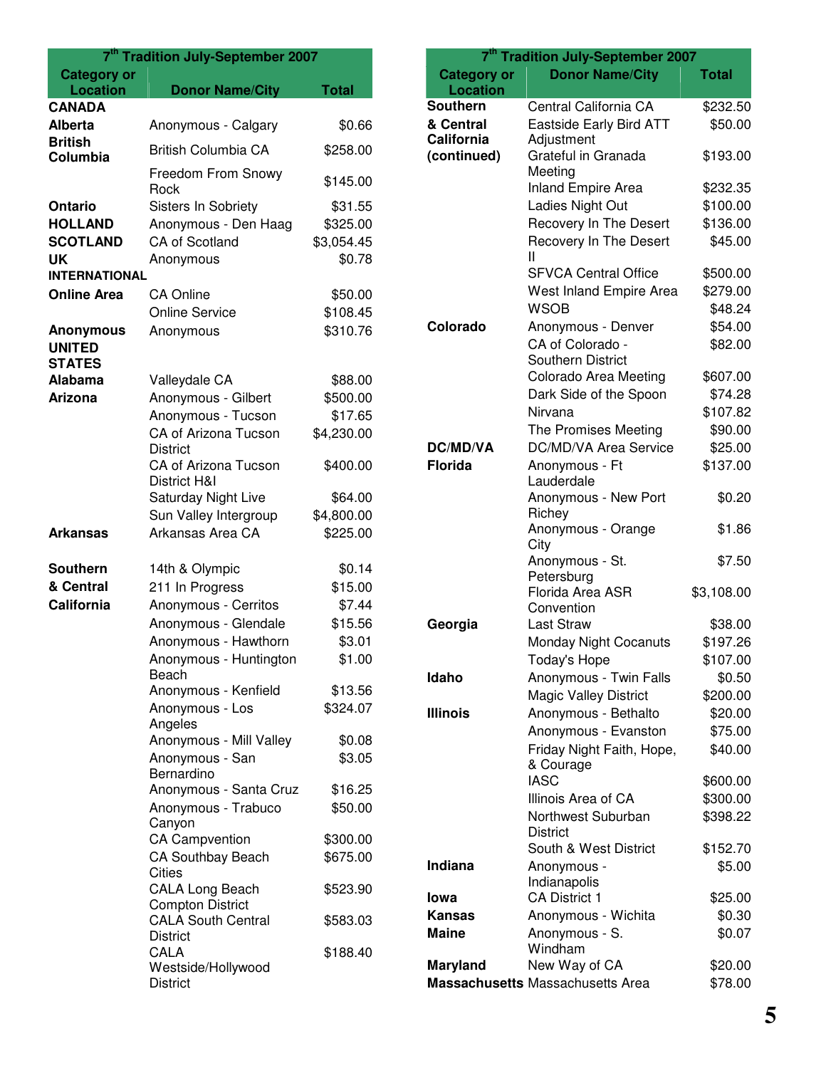| 7th Tradition July-September 2007 | | |
|---|---|---|
| **Category or Location** | **Donor Name/City** | **Total** |
| **CANADA** | | |
| **Alberta** | Anonymous - Calgary | $0.66 |
| **British Columbia** | British Columbia CA | $258.00 |
| | Freedom From Snowy Rock | $145.00 |
| **Ontario** | Sisters In Sobriety | $31.55 |
| **HOLLAND** | Anonymous - Den Haag | $325.00 |
| **SCOTLAND** | CA of Scotland | $3,054.45 |
| **UK** | Anonymous | $0.78 |
| **INTERNATIONAL** | | |
| **Online Area** | CA Online | $50.00 |
| | Online Service | $108.45 |
| **Anonymous** | Anonymous | $310.76 |
| **UNITED STATES** | | |
| **Alabama** | Valleydale CA | $88.00 |
| **Arizona** | Anonymous - Gilbert | $500.00 |
| | Anonymous - Tucson | $17.65 |
| | CA of Arizona Tucson District | $4,230.00 |
| | CA of Arizona Tucson District H&I | $400.00 |
| | Saturday Night Live | $64.00 |
| | Sun Valley Intergroup | $4,800.00 |
| **Arkansas** | Arkansas Area CA | $225.00 |
| **Southern & Central California** | 14th & Olympic | $0.14 |
| | 211 In Progress | $15.00 |
| | Anonymous - Cerritos | $7.44 |
| | Anonymous - Glendale | $15.56 |
| | Anonymous - Hawthorn | $3.01 |
| | Anonymous - Huntington Beach | $1.00 |
| | Anonymous - Kenfield | $13.56 |
| | Anonymous - Los Angeles | $324.07 |
| | Anonymous - Mill Valley | $0.08 |
| | Anonymous - San Bernardino | $3.05 |
| | Anonymous - Santa Cruz | $16.25 |
| | Anonymous - Trabuco Canyon | $50.00 |
| | CA Campvention | $300.00 |
| | CA Southbay Beach Cities | $675.00 |
| | CALA Long Beach Compton District | $523.90 |
| | CALA South Central District | $583.03 |
| | CALA Westside/Hollywood District | $188.40 |

| 7th Tradition July-September 2007 | | |
|---|---|---|
| **Category or Location** | **Donor Name/City** | **Total** |
| **Southern & Central California (continued)** | Central California CA | $232.50 |
| | Eastside Early Bird ATT Adjustment | $50.00 |
| | Grateful in Granada Meeting | $193.00 |
| | Inland Empire Area | $232.35 |
| | Ladies Night Out | $100.00 |
| | Recovery In The Desert | $136.00 |
| | Recovery In The Desert II | $45.00 |
| | SFVCA Central Office | $500.00 |
| | West Inland Empire Area | $279.00 |
| | WSOB | $48.24 |
| **Colorado** | Anonymous - Denver | $54.00 |
| | CA of Colorado - Southern District | $82.00 |
| | Colorado Area Meeting | $607.00 |
| | Dark Side of the Spoon | $74.28 |
| | Nirvana | $107.82 |
| | The Promises Meeting | $90.00 |
| **DC/MD/VA** | DC/MD/VA Area Service | $25.00 |
| **Florida** | Anonymous - Ft Lauderdale | $137.00 |
| | Anonymous - New Port Richey | $0.20 |
| | Anonymous - Orange City | $1.86 |
| | Anonymous - St. Petersburg | $7.50 |
| | Florida Area ASR Convention | $3,108.00 |
| **Georgia** | Last Straw | $38.00 |
| | Monday Night Cocanuts | $197.26 |
| | Today's Hope | $107.00 |
| **Idaho** | Anonymous - Twin Falls | $0.50 |
| | Magic Valley District | $200.00 |
| **Illinois** | Anonymous - Bethalto | $20.00 |
| | Anonymous - Evanston | $75.00 |
| | Friday Night Faith, Hope, & Courage | $40.00 |
| | IASC | $600.00 |
| | Illinois Area of CA | $300.00 |
| | Northwest Suburban District | $398.22 |
| | South & West District | $152.70 |
| **Indiana** | Anonymous - Indianapolis | $5.00 |
| **Iowa** | CA District 1 | $25.00 |
| **Kansas** | Anonymous - Wichita | $0.30 |
| **Maine** | Anonymous - S. Windham | $0.07 |
| **Maryland** | New Way of CA | $20.00 |
| **Massachusetts** | Massachusetts Area | $78.00 |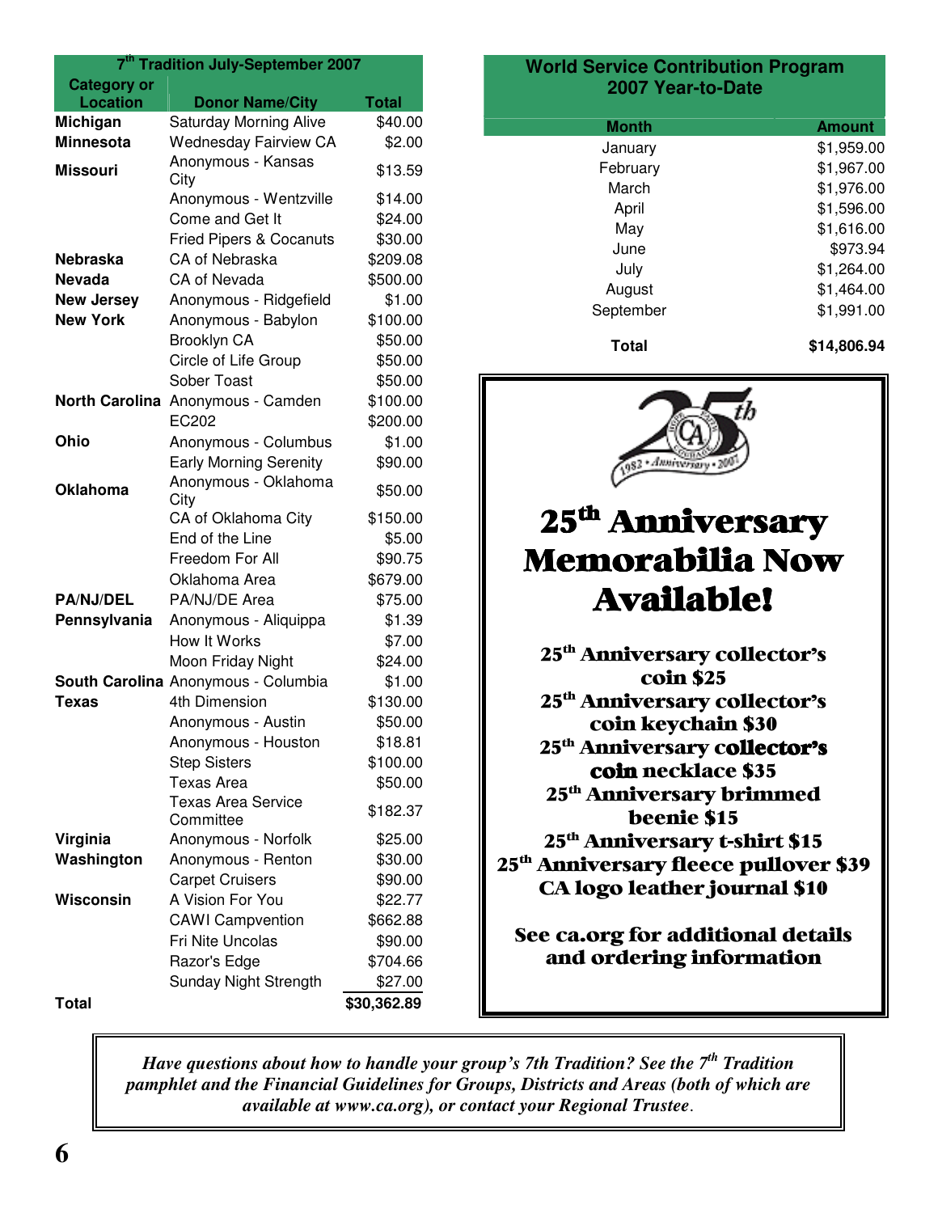| 7th Tradition July-September 2007 | | |
|---|---|---|
| **Category or Location** | **Donor Name/City** | **Total** |
| **Michigan** | Saturday Morning Alive | $40.00 |
| **Minnesota** | Wednesday Fairview CA | $2.00 |
| **Missouri** | Anonymous - Kansas City | $13.59 |
| | Anonymous - Wentzville | $14.00 |
| | Come and Get It | $24.00 |
| | Fried Pipers & Cocanuts | $30.00 |
| **Nebraska** | CA of Nebraska | $209.08 |
| **Nevada** | CA of Nevada | $500.00 |
| **New Jersey** | Anonymous - Ridgefield | $1.00 |
| **New York** | Anonymous - Babylon | $100.00 |
| | Brooklyn CA | $50.00 |
| | Circle of Life Group | $50.00 |
| | Sober Toast | $50.00 |
| **North Carolina** | Anonymous - Camden | $100.00 |
| | EC202 | $200.00 |
| **Ohio** | Anonymous - Columbus | $1.00 |
| | Early Morning Serenity | $90.00 |
| **Oklahoma** | Anonymous - Oklahoma City | $50.00 |
| | CA of Oklahoma City | $150.00 |
| | End of the Line | $5.00 |
| | Freedom For All | $90.75 |
| | Oklahoma Area | $679.00 |
| **PA/NJ/DEL** | PA/NJ/DE Area | $75.00 |
| **Pennsylvania** | Anonymous - Aliquippa | $1.39 |
| | How It Works | $7.00 |
| | Moon Friday Night | $24.00 |
| **South Carolina** | Anonymous - Columbia | $1.00 |
| **Texas** | 4th Dimension | $130.00 |
| | Anonymous - Austin | $50.00 |
| | Anonymous - Houston | $18.81 |
| | Step Sisters | $100.00 |
| | Texas Area | $50.00 |
| | Texas Area Service Committee | $182.37 |
| **Virginia** | Anonymous - Norfolk | $25.00 |
| **Washington** | Anonymous - Renton | $30.00 |
| | Carpet Cruisers | $90.00 |
| **Wisconsin** | A Vision For You | $22.77 |
| | CAWI Campvention | $662.88 |
| | Fri Nite Uncolas | $90.00 |
| | Razor's Edge | $704.66 |
| | Sunday Night Strength | $27.00 |
| **Total** | | **$30,362.89** |

| World Service Contribution Program 2007 Year-to-Date | |
|---|---|
| **Month** | **Amount** |
| January | $1,959.00 |
| February | $1,967.00 |
| March | $1,976.00 |
| April | $1,596.00 |
| May | $1,616.00 |
| June | $973.94 |
| July | $1,264.00 |
| August | $1,464.00 |
| September | $1,991.00 |
| **Total** | **$14,806.94** |

25th — CA — 1982 • Anniversary • 2007

# 25th Anniversary Memorabilia Now Available!

**25th Anniversary collector's coin $25**
**25th Anniversary collector's coin keychain $30**
**25th Anniversary collector's coin necklace $35**
**25th Anniversary brimmed beenie $15**
**25th Anniversary t-shirt $15**
**25th Anniversary fleece pullover $39**
**CA logo leather journal $10**

**See ca.org for additional details and ordering information**

*Have questions about how to handle your group's 7th Tradition? See the 7th Tradition pamphlet and the Financial Guidelines for Groups, Districts and Areas (both of which are available at www.ca.org), or contact your Regional Trustee.*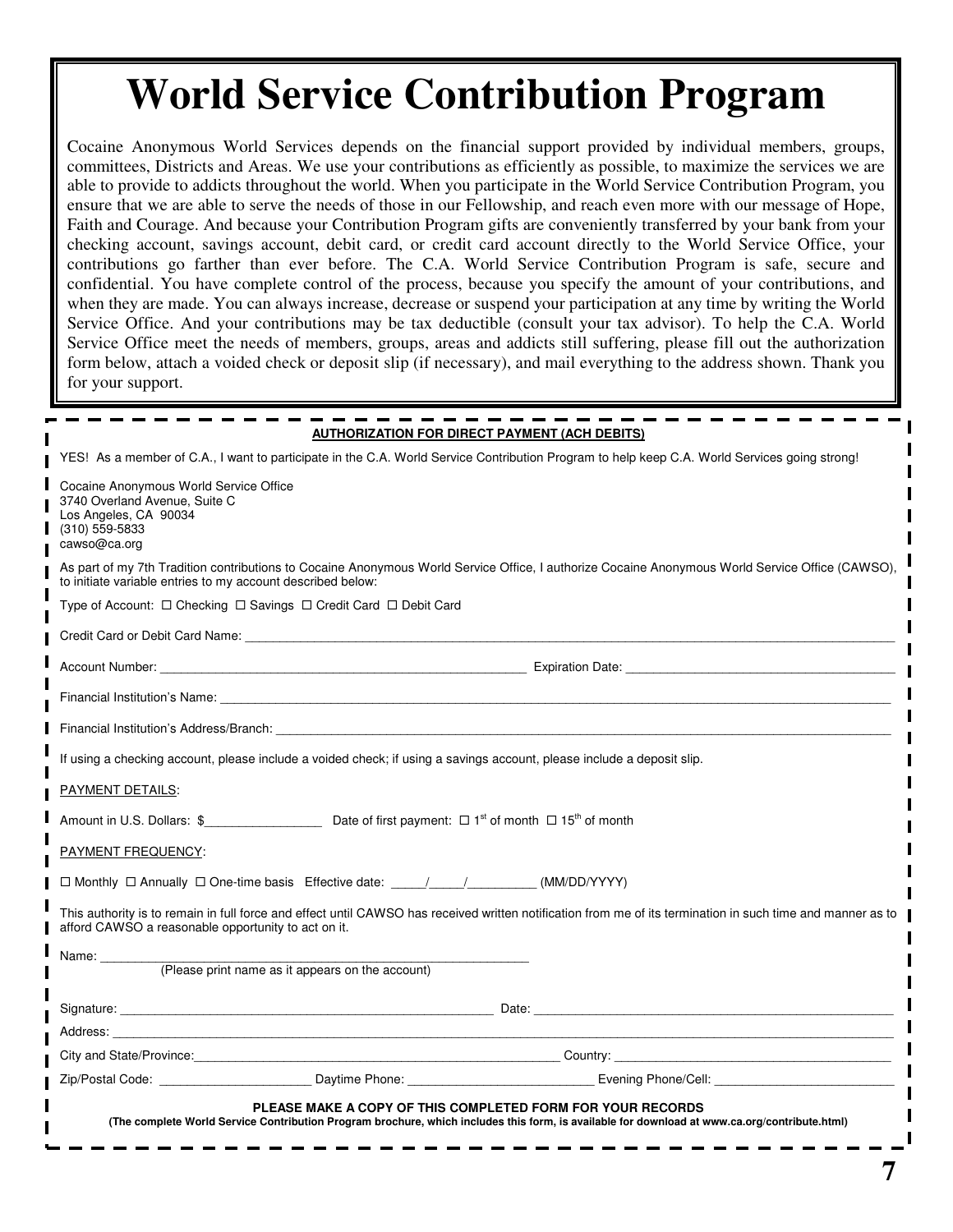# World Service Contribution Program

Cocaine Anonymous World Services depends on the financial support provided by individual members, groups, committees, Districts and Areas. We use your contributions as efficiently as possible, to maximize the services we are able to provide to addicts throughout the world. When you participate in the World Service Contribution Program, you ensure that we are able to serve the needs of those in our Fellowship, and reach even more with our message of Hope, Faith and Courage. And because your Contribution Program gifts are conveniently transferred by your bank from your checking account, savings account, debit card, or credit card account directly to the World Service Office, your contributions go farther than ever before. The C.A. World Service Contribution Program is safe, secure and confidential. You have complete control of the process, because you specify the amount of your contributions, and when they are made. You can always increase, decrease or suspend your participation at any time by writing the World Service Office. And your contributions may be tax deductible (consult your tax advisor). To help the C.A. World Service Office meet the needs of members, groups, areas and addicts still suffering, please fill out the authorization form below, attach a voided check or deposit slip (if necessary), and mail everything to the address shown. Thank you for your support.

---

**AUTHORIZATION FOR DIRECT PAYMENT (ACH DEBITS)**

YES! As a member of C.A., I want to participate in the C.A. World Service Contribution Program to help keep C.A. World Services going strong!

Cocaine Anonymous World Service Office
3740 Overland Avenue, Suite C
Los Angeles, CA 90034
(310) 559-5833
cawso@ca.org

As part of my 7th Tradition contributions to Cocaine Anonymous World Service Office, I authorize Cocaine Anonymous World Service Office (CAWSO), to initiate variable entries to my account described below:

Type of Account: ☐ Checking ☐ Savings ☐ Credit Card ☐ Debit Card

Credit Card or Debit Card Name: ____________________________________________

Account Number: ______________________________ Expiration Date: ______________________

Financial Institution's Name: ____________________________________________

Financial Institution's Address/Branch: ____________________________________________

If using a checking account, please include a voided check; if using a savings account, please include a deposit slip.

PAYMENT DETAILS:

Amount in U.S. Dollars: $________________ Date of first payment: ☐ 1st of month ☐ 15th of month

PAYMENT FREQUENCY:

☐ Monthly ☐ Annually ☐ One-time basis Effective date: _____/_____/_________ (MM/DD/YYYY)

This authority is to remain in full force and effect until CAWSO has received written notification from me of its termination in such time and manner as to afford CAWSO a reasonable opportunity to act on it.

Name: ____________________________________________
(Please print name as it appears on the account)

Signature: ______________________________ Date: ______________________________

Address: ____________________________________________

City and State/Province: ______________________________ Country: ______________________

Zip/Postal Code: ______________ Daytime Phone: ______________ Evening Phone/Cell: ______________

**PLEASE MAKE A COPY OF THIS COMPLETED FORM FOR YOUR RECORDS**
**(The complete World Service Contribution Program brochure, which includes this form, is available for download at www.ca.org/contribute.html)**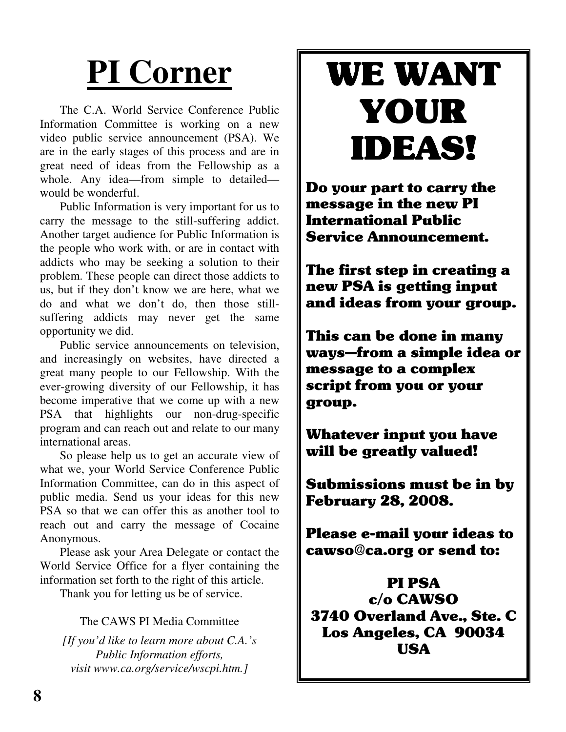# PI Corner

The C.A. World Service Conference Public Information Committee is working on a new video public service announcement (PSA). We are in the early stages of this process and are in great need of ideas from the Fellowship as a whole. Any idea—from simple to detailed—would be wonderful.

Public Information is very important for us to carry the message to the still-suffering addict. Another target audience for Public Information is the people who work with, or are in contact with addicts who may be seeking a solution to their problem. These people can direct those addicts to us, but if they don't know we are here, what we do and what we don't do, then those still-suffering addicts may never get the same opportunity we did.

Public service announcements on television, and increasingly on websites, have directed a great many people to our Fellowship. With the ever-growing diversity of our Fellowship, it has become imperative that we come up with a new PSA that highlights our non-drug-specific program and can reach out and relate to our many international areas.

So please help us to get an accurate view of what we, your World Service Conference Public Information Committee, can do in this aspect of public media. Send us your ideas for this new PSA so that we can offer this as another tool to reach out and carry the message of Cocaine Anonymous.

Please ask your Area Delegate or contact the World Service Office for a flyer containing the information set forth to the right of this article.

Thank you for letting us be of service.

The CAWS PI Media Committee

*[If you'd like to learn more about C.A.'s Public Information efforts, visit www.ca.org/service/wscpi.htm.]*

# WE WANT YOUR IDEAS!

**Do your part to carry the message in the new PI International Public Service Announcement.**

**The first step in creating a new PSA is getting input and ideas from your group.**

**This can be done in many ways—from a simple idea or message to a complex script from you or your group.**

**Whatever input you have will be greatly valued!**

**Submissions must be in by February 28, 2008.**

**Please e-mail your ideas to cawso@ca.org or send to:**

**PI PSA**
**c/o CAWSO**
**3740 Overland Ave., Ste. C**
**Los Angeles, CA 90034**
**USA**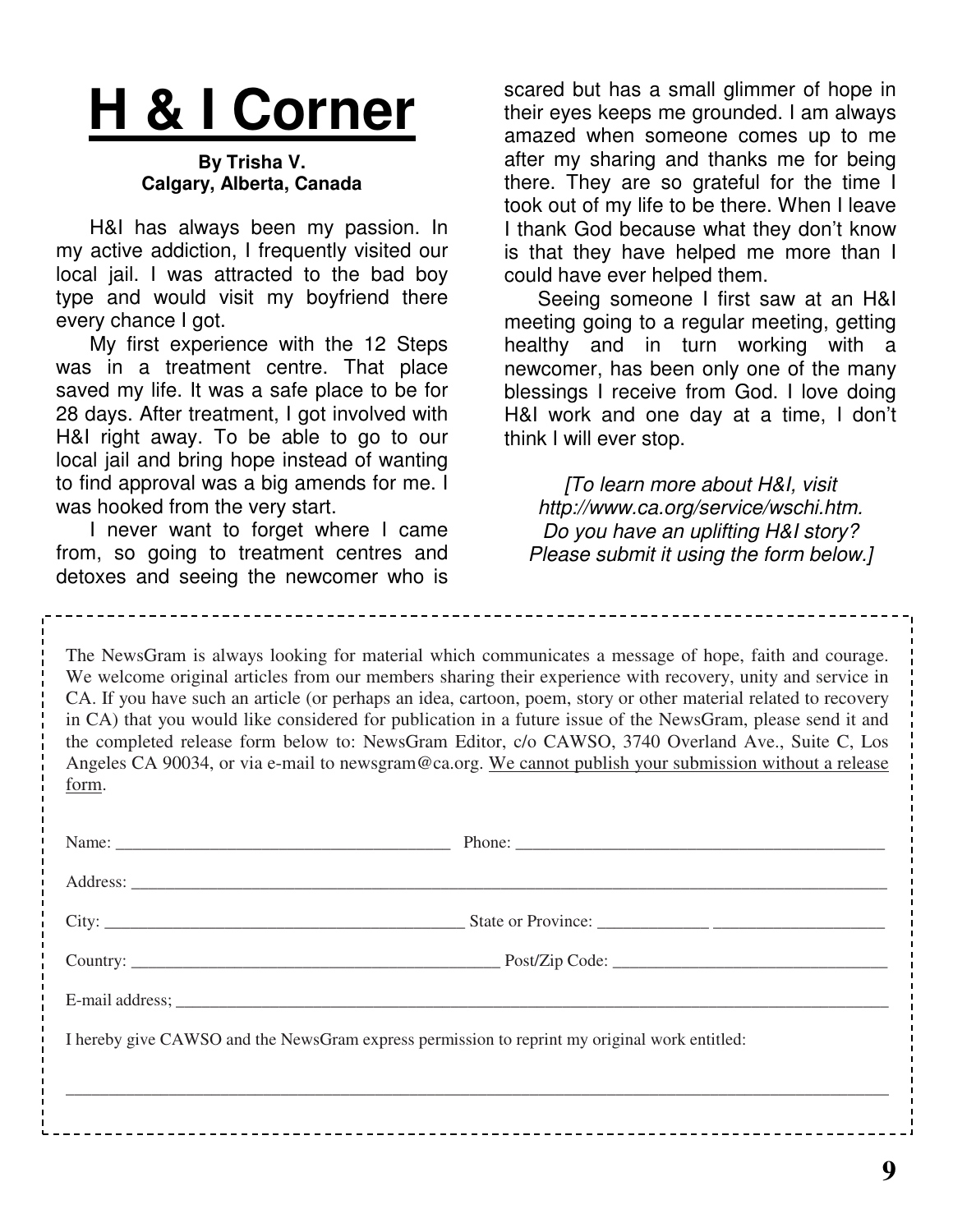# H & I Corner

**By Trisha V.**
**Calgary, Alberta, Canada**

H&I has always been my passion. In my active addiction, I frequently visited our local jail. I was attracted to the bad boy type and would visit my boyfriend there every chance I got.

My first experience with the 12 Steps was in a treatment centre. That place saved my life. It was a safe place to be for 28 days. After treatment, I got involved with H&I right away. To be able to go to our local jail and bring hope instead of wanting to find approval was a big amends for me. I was hooked from the very start.

I never want to forget where I came from, so going to treatment centres and detoxes and seeing the newcomer who is scared but has a small glimmer of hope in their eyes keeps me grounded. I am always amazed when someone comes up to me after my sharing and thanks me for being there. They are so grateful for the time I took out of my life to be there. When I leave I thank God because what they don't know is that they have helped me more than I could have ever helped them.

Seeing someone I first saw at an H&I meeting going to a regular meeting, getting healthy and in turn working with a newcomer, has been only one of the many blessings I receive from God. I love doing H&I work and one day at a time, I don't think I will ever stop.

*[To learn more about H&I, visit http://www.ca.org/service/wschi.htm. Do you have an uplifting H&I story? Please submit it using the form below.]*

---

The NewsGram is always looking for material which communicates a message of hope, faith and courage. We welcome original articles from our members sharing their experience with recovery, unity and service in CA. If you have such an article (or perhaps an idea, cartoon, poem, story or other material related to recovery in CA) that you would like considered for publication in a future issue of the NewsGram, please send it and the completed release form below to: NewsGram Editor, c/o CAWSO, 3740 Overland Ave., Suite C, Los Angeles CA 90034, or via e-mail to newsgram@ca.org. <u>We cannot publish your submission without a release form</u>.

Name: ______________________ Phone: ______________________

Address: ____________________________________________

City: ______________________ State or Province: ______________________

Country: ______________________ Post/Zip Code: ______________________

E-mail address; ____________________________________________

I hereby give CAWSO and the NewsGram express permission to reprint my original work entitled:

____________________________________________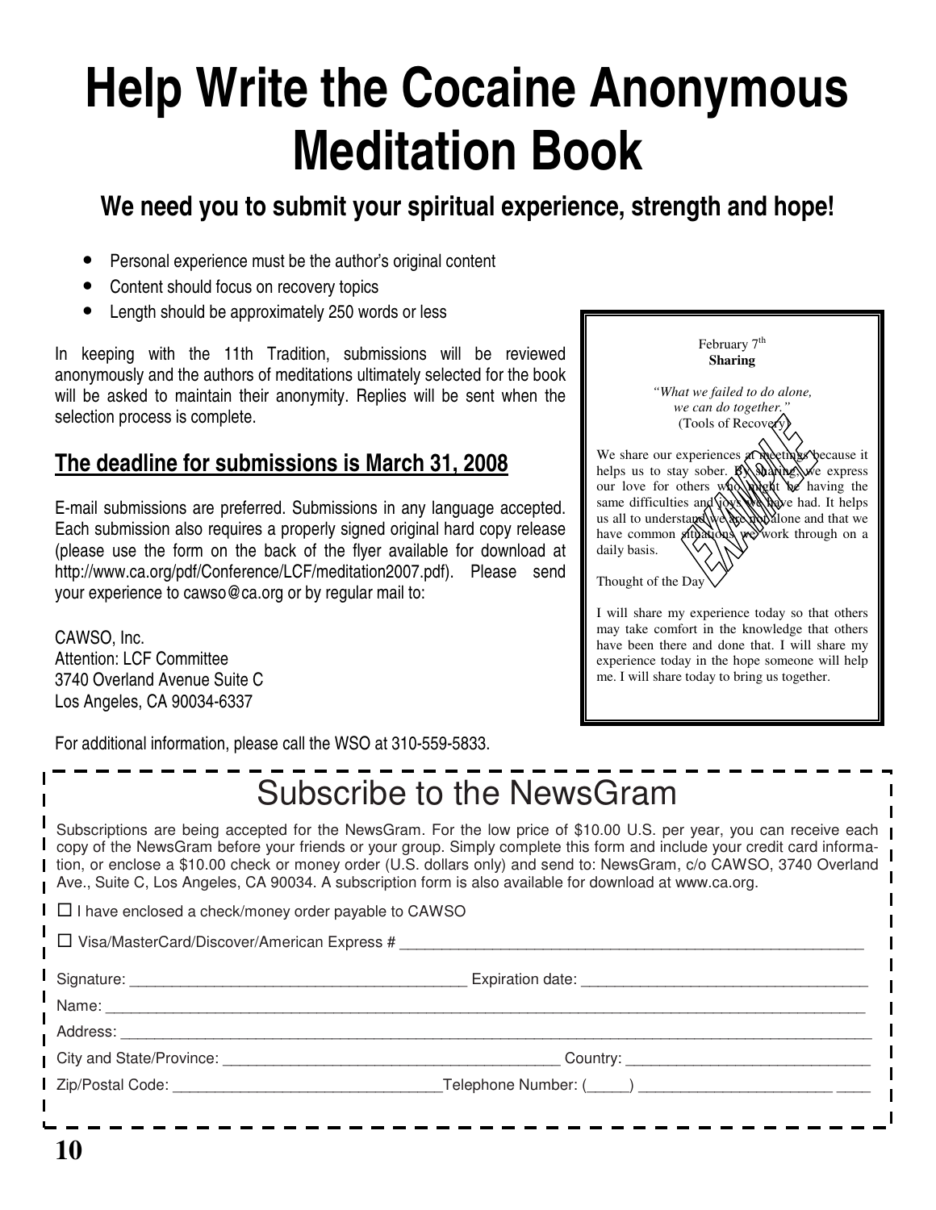# Help Write the Cocaine Anonymous Meditation Book

## We need you to submit your spiritual experience, strength and hope!

- Personal experience must be the author's original content
- Content should focus on recovery topics
- Length should be approximately 250 words or less

In keeping with the 11th Tradition, submissions will be reviewed anonymously and the authors of meditations ultimately selected for the book will be asked to maintain their anonymity. Replies will be sent when the selection process is complete.

### The deadline for submissions is March 31, 2008

E-mail submissions are preferred. Submissions in any language accepted. Each submission also requires a properly signed original hard copy release (please use the form on the back of the flyer available for download at http://www.ca.org/pdf/Conference/LCF/meditation2007.pdf). Please send your experience to cawso@ca.org or by regular mail to:

CAWSO, Inc.
Attention: LCF Committee
3740 Overland Avenue Suite C
Los Angeles, CA 90034-6337

For additional information, please call the WSO at 310-559-5833.

> February 7th
> **Sharing**
>
> *"What we failed to do alone, we can do together."*
> (Tools of Recovery)
>
> We share our experiences at meetings because it helps us to stay sober. By sharing, we express our love for others who might be having the same difficulties and joys we have had. It helps us all to understand we are not alone and that we have common situations we work through on a daily basis.
>
> Thought of the Day
>
> I will share my experience today so that others may take comfort in the knowledge that others have been there and done that. I will share my experience today in the hope someone will help me. I will share today to bring us together.
>
> EXAMPLE

## Subscribe to the NewsGram

Subscriptions are being accepted for the NewsGram. For the low price of $10.00 U.S. per year, you can receive each copy of the NewsGram before your friends or your group. Simply complete this form and include your credit card information, or enclose a $10.00 check or money order (U.S. dollars only) and send to: NewsGram, c/o CAWSO, 3740 Overland Ave., Suite C, Los Angeles, CA 90034. A subscription form is also available for download at www.ca.org.

☐ I have enclosed a check/money order payable to CAWSO

☐ Visa/MasterCard/Discover/American Express # ______________________________

Signature: ______________________________ Expiration date: ______________________________

Name: ______________________________

Address: ______________________________

City and State/Province: ______________________________ Country: ______________________________

Zip/Postal Code: ______________________________ Telephone Number: (_____) ______________________________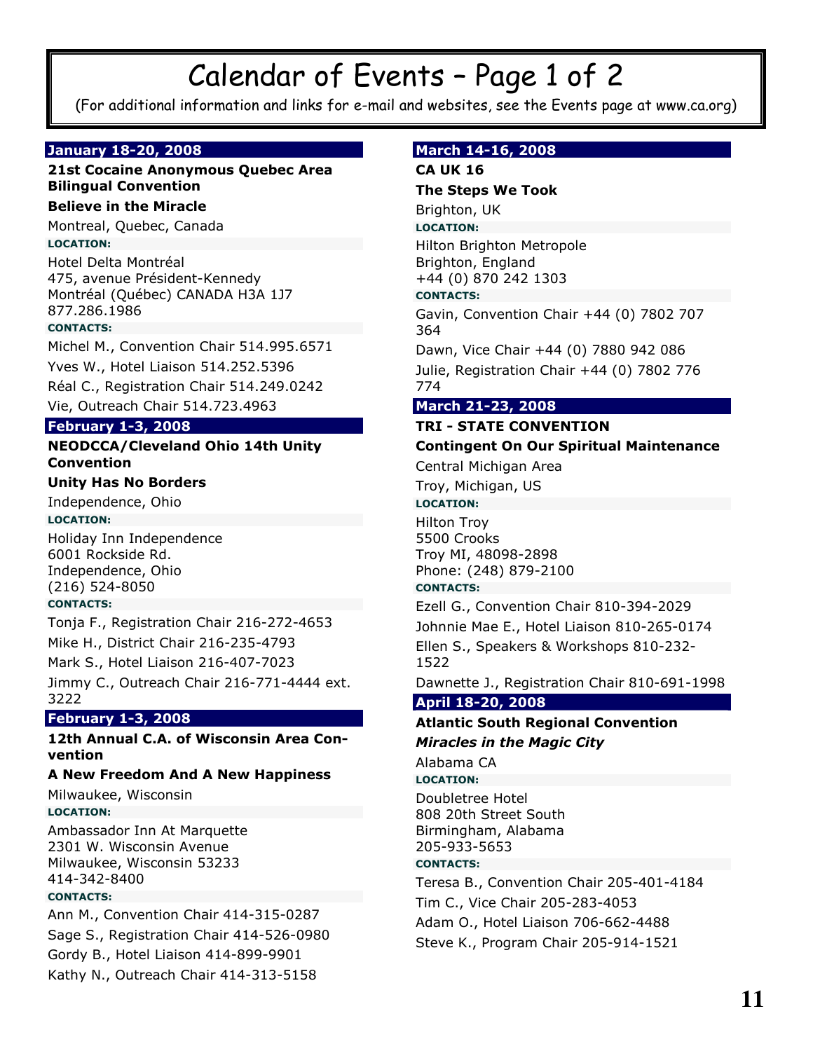# Calendar of Events – Page 1 of 2

(For additional information and links for e-mail and websites, see the Events page at www.ca.org)

### January 18-20, 2008

**21st Cocaine Anonymous Quebec Area Bilingual Convention**

**Believe in the Miracle**

Montreal, Quebec, Canada

**LOCATION:**

Hotel Delta Montréal
475, avenue Président-Kennedy
Montréal (Québec) CANADA H3A 1J7
877.286.1986

**CONTACTS:**

Michel M., Convention Chair 514.995.6571

Yves W., Hotel Liaison 514.252.5396

Réal C., Registration Chair 514.249.0242

Vie, Outreach Chair 514.723.4963

### February 1-3, 2008

**NEODCCA/Cleveland Ohio 14th Unity Convention**

**Unity Has No Borders**

Independence, Ohio

**LOCATION:**

Holiday Inn Independence
6001 Rockside Rd.
Independence, Ohio
(216) 524-8050

**CONTACTS:**

Tonja F., Registration Chair 216-272-4653

Mike H., District Chair 216-235-4793

Mark S., Hotel Liaison 216-407-7023

Jimmy C., Outreach Chair 216-771-4444 ext. 3222

### February 1-3, 2008

**12th Annual C.A. of Wisconsin Area Convention**

**A New Freedom And A New Happiness**

Milwaukee, Wisconsin

**LOCATION:**

Ambassador Inn At Marquette
2301 W. Wisconsin Avenue
Milwaukee, Wisconsin 53233
414-342-8400

**CONTACTS:**

Ann M., Convention Chair 414-315-0287

Sage S., Registration Chair 414-526-0980

Gordy B., Hotel Liaison 414-899-9901

Kathy N., Outreach Chair 414-313-5158

### March 14-16, 2008

**CA UK 16**

**The Steps We Took**

Brighton, UK

**LOCATION:**

Hilton Brighton Metropole
Brighton, England
+44 (0) 870 242 1303

**CONTACTS:**

Gavin, Convention Chair +44 (0) 7802 707 364

Dawn, Vice Chair +44 (0) 7880 942 086

Julie, Registration Chair +44 (0) 7802 776 774

### March 21-23, 2008

**TRI - STATE CONVENTION**

**Contingent On Our Spiritual Maintenance**

Central Michigan Area

Troy, Michigan, US

**LOCATION:**

Hilton Troy
5500 Crooks
Troy MI, 48098-2898
Phone: (248) 879-2100

**CONTACTS:**

Ezell G., Convention Chair 810-394-2029

Johnnie Mae E., Hotel Liaison 810-265-0174

Ellen S., Speakers & Workshops 810-232-1522

Dawnette J., Registration Chair 810-691-1998

### April 18-20, 2008

**Atlantic South Regional Convention**

***Miracles in the Magic City***

Alabama CA

**LOCATION:**

Doubletree Hotel
808 20th Street South
Birmingham, Alabama
205-933-5653

**CONTACTS:**

Teresa B., Convention Chair 205-401-4184

Tim C., Vice Chair 205-283-4053

Adam O., Hotel Liaison 706-662-4488

Steve K., Program Chair 205-914-1521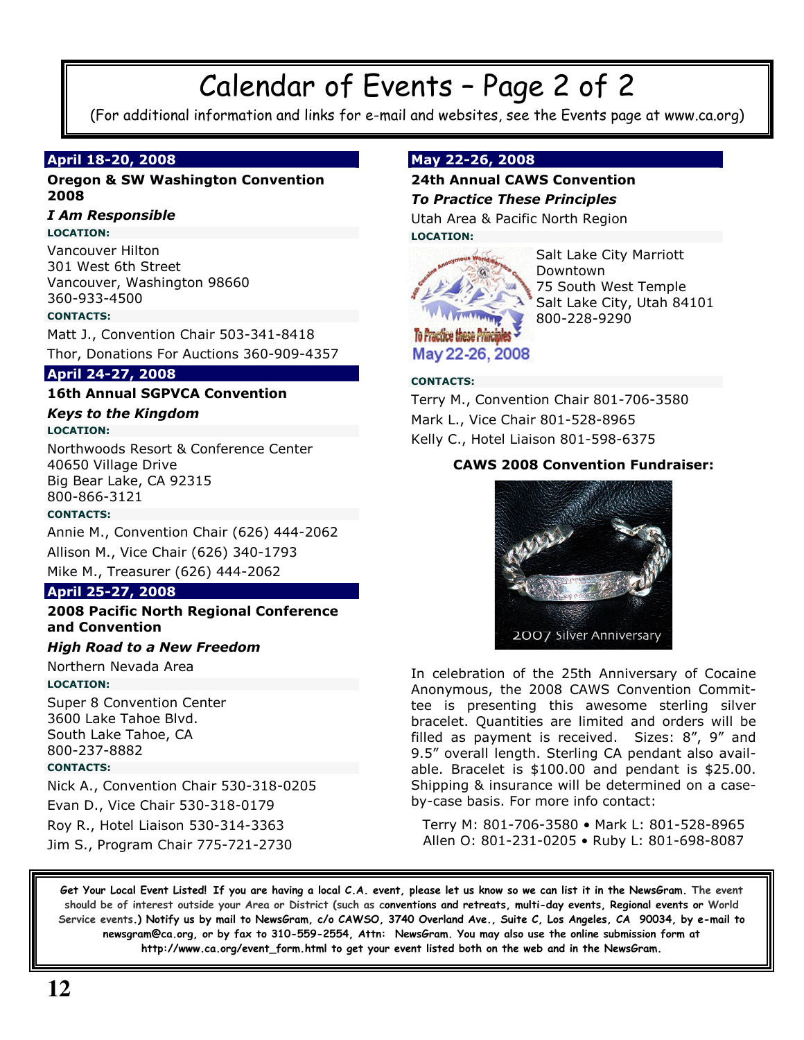# Calendar of Events – Page 2 of 2

(For additional information and links for e-mail and websites, see the Events page at www.ca.org)

## April 18-20, 2008

**Oregon & SW Washington Convention 2008**

***I Am Responsible***

**LOCATION:**

Vancouver Hilton
301 West 6th Street
Vancouver, Washington 98660
360-933-4500

**CONTACTS:**

Matt J., Convention Chair 503-341-8418

Thor, Donations For Auctions 360-909-4357

## April 24-27, 2008

**16th Annual SGPVCA Convention**

***Keys to the Kingdom***

**LOCATION:**

Northwoods Resort & Conference Center
40650 Village Drive
Big Bear Lake, CA 92315
800-866-3121

**CONTACTS:**

Annie M., Convention Chair (626) 444-2062

Allison M., Vice Chair (626) 340-1793

Mike M., Treasurer (626) 444-2062

## April 25-27, 2008

**2008 Pacific North Regional Conference and Convention**

***High Road to a New Freedom***

Northern Nevada Area

**LOCATION:**

Super 8 Convention Center
3600 Lake Tahoe Blvd.
South Lake Tahoe, CA
800-237-8882

**CONTACTS:**

Nick A., Convention Chair 530-318-0205

Evan D., Vice Chair 530-318-0179

Roy R., Hotel Liaison 530-314-3363

Jim S., Program Chair 775-721-2730

## May 22-26, 2008

**24th Annual CAWS Convention**

***To Practice These Principles***

Utah Area & Pacific North Region

**LOCATION:**

Salt Lake City Marriott Downtown
75 South West Temple
Salt Lake City, Utah 84101
800-228-9290

**CONTACTS:**

Terry M., Convention Chair 801-706-3580

Mark L., Vice Chair 801-528-8965

Kelly C., Hotel Liaison 801-598-6375

**CAWS 2008 Convention Fundraiser:**

2007 Silver Anniversary

In celebration of the 25th Anniversary of Cocaine Anonymous, the 2008 CAWS Convention Committee is presenting this awesome sterling silver bracelet. Quantities are limited and orders will be filled as payment is received. Sizes: 8", 9" and 9.5" overall length. Sterling CA pendant also available. Bracelet is $100.00 and pendant is $25.00. Shipping & insurance will be determined on a case-by-case basis. For more info contact:

Terry M: 801-706-3580 • Mark L: 801-528-8965
Allen O: 801-231-0205 • Ruby L: 801-698-8087

---

**Get Your Local Event Listed! If you are having a local C.A. event, please let us know so we can list it in the NewsGram.** The event should be of interest outside your Area or District (such as conventions and retreats, multi-day events, Regional events or World Service events.) **Notify us by mail to NewsGram, c/o CAWSO, 3740 Overland Ave., Suite C, Los Angeles, CA 90034, by e-mail to newsgram@ca.org, or by fax to 310-559-2554, Attn: NewsGram. You may also use the online submission form at http://www.ca.org/event_form.html to get your event listed both on the web and in the NewsGram.**